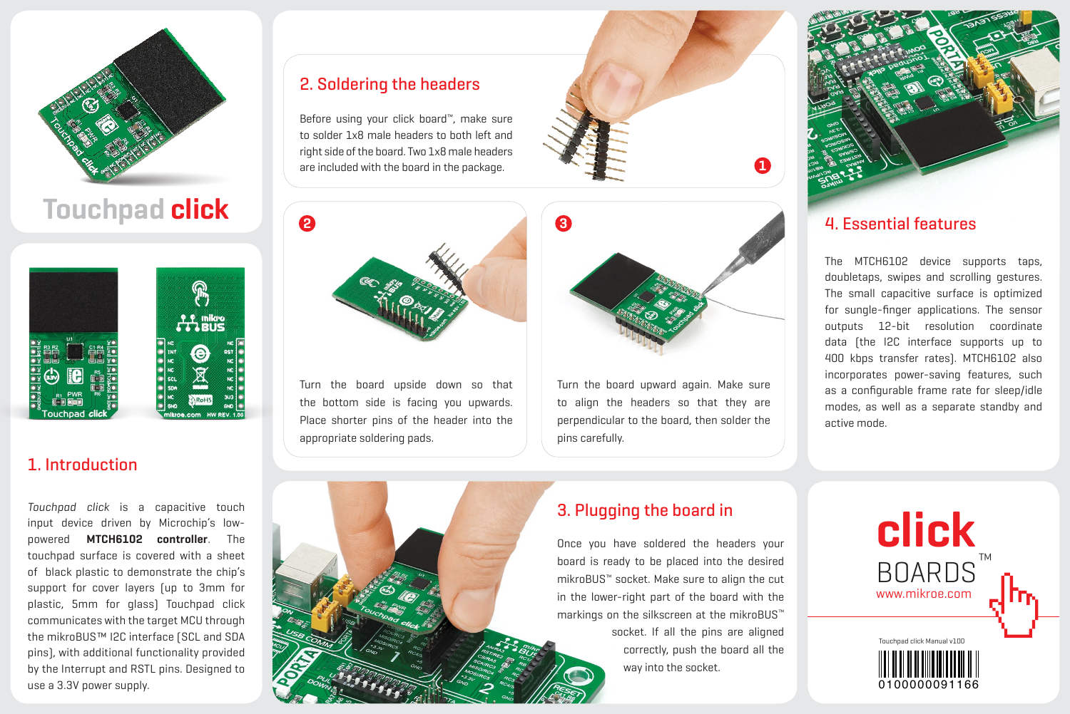# Touchpad click

## 1. Introduction

*Touchpad click* is a capacitive touch input device driven by Microchip's low-powered **MTCH6102 controller**. The touchpad surface is covered with a sheet of black plastic to demonstrate the chip's support for cover layers (up to 3mm for plastic, 5mm for glass) Touchpad click communicates with the target MCU through the mikroBUS™ I2C interface (SCL and SDA pins), with additional functionality provided by the Interrupt and RSTL pins. Designed to use a 3.3V power supply.

## 2. Soldering the headers

Before using your click board™, make sure to solder 1x8 male headers to both left and right side of the board. Two 1x8 male headers are included with the board in the package.

**1**

**2** Turn the board upside down so that the bottom side is facing you upwards. Place shorter pins of the header into the appropriate soldering pads.

**3** Turn the board upward again. Make sure to align the headers so that they are perpendicular to the board, then solder the pins carefully.

## 3. Plugging the board in

Once you have soldered the headers your board is ready to be placed into the desired mikroBUS™ socket. Make sure to align the cut in the lower-right part of the board with the markings on the silkscreen at the mikroBUS™ socket. If all the pins are aligned correctly, push the board all the way into the socket.

## 4. Essential features

The MTCH6102 device supports taps, doubletaps, swipes and scrolling gestures. The small capacitive surface is optimized for sungle-finger applications. The sensor outputs 12-bit resolution coordinate data (the I2C interface supports up to 400 kbps transfer rates). MTCH6102 also incorporates power-saving features, such as a configurable frame rate for sleep/idle modes, as well as a separate standby and active mode.

**click** BOARDS™

www.mikroe.com

Touchpad click Manual v100

0100000091166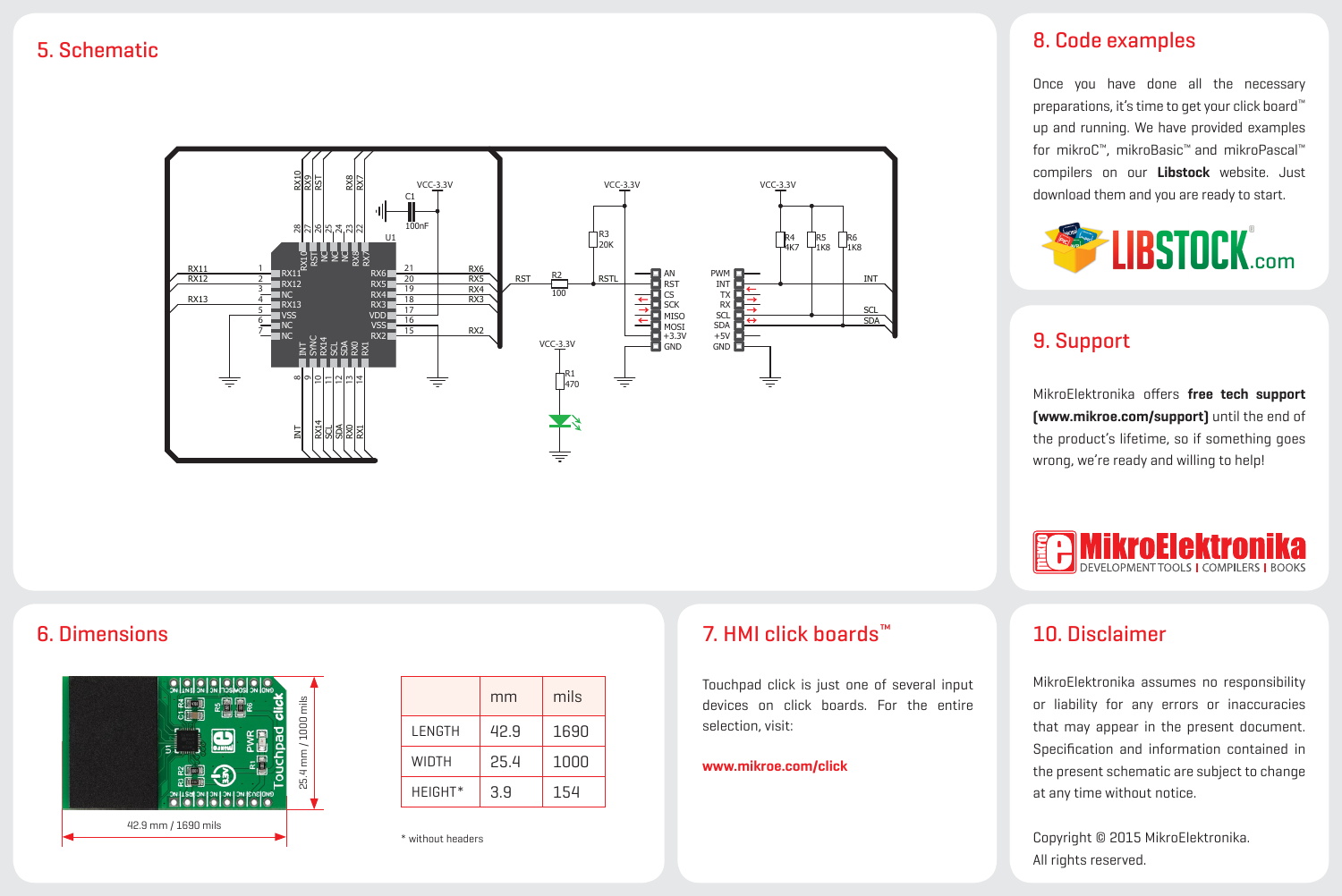## 5. Schematic

## 6. Dimensions

42.9 mm / 1690 mils

25.4 mm / 1000 mils

| | mm | mils |
|---|---|---|
| LENGTH | 42.9 | 1690 |
| WIDTH | 25.4 | 1000 |
| HEIGHT* | 3.9 | 154 |

\* without headers

## 7. HMI click boards™

Touchpad click is just one of several input devices on click boards. For the entire selection, visit:

**www.mikroe.com/click**

## 8. Code examples

Once you have done all the necessary preparations, it's time to get your click board™ up and running. We have provided examples for mikroC™, mikroBasic™ and mikroPascal™ compilers on our **Libstock** website. Just download them and you are ready to start.

## 9. Support

MikroElektronika offers **free tech support (www.mikroe.com/support)** until the end of the product's lifetime, so if something goes wrong, we're ready and willing to help!

## 10. Disclaimer

MikroElektronika assumes no responsibility or liability for any errors or inaccuracies that may appear in the present document. Specification and information contained in the present schematic are subject to change at any time without notice.

Copyright © 2015 MikroElektronika.
All rights reserved.